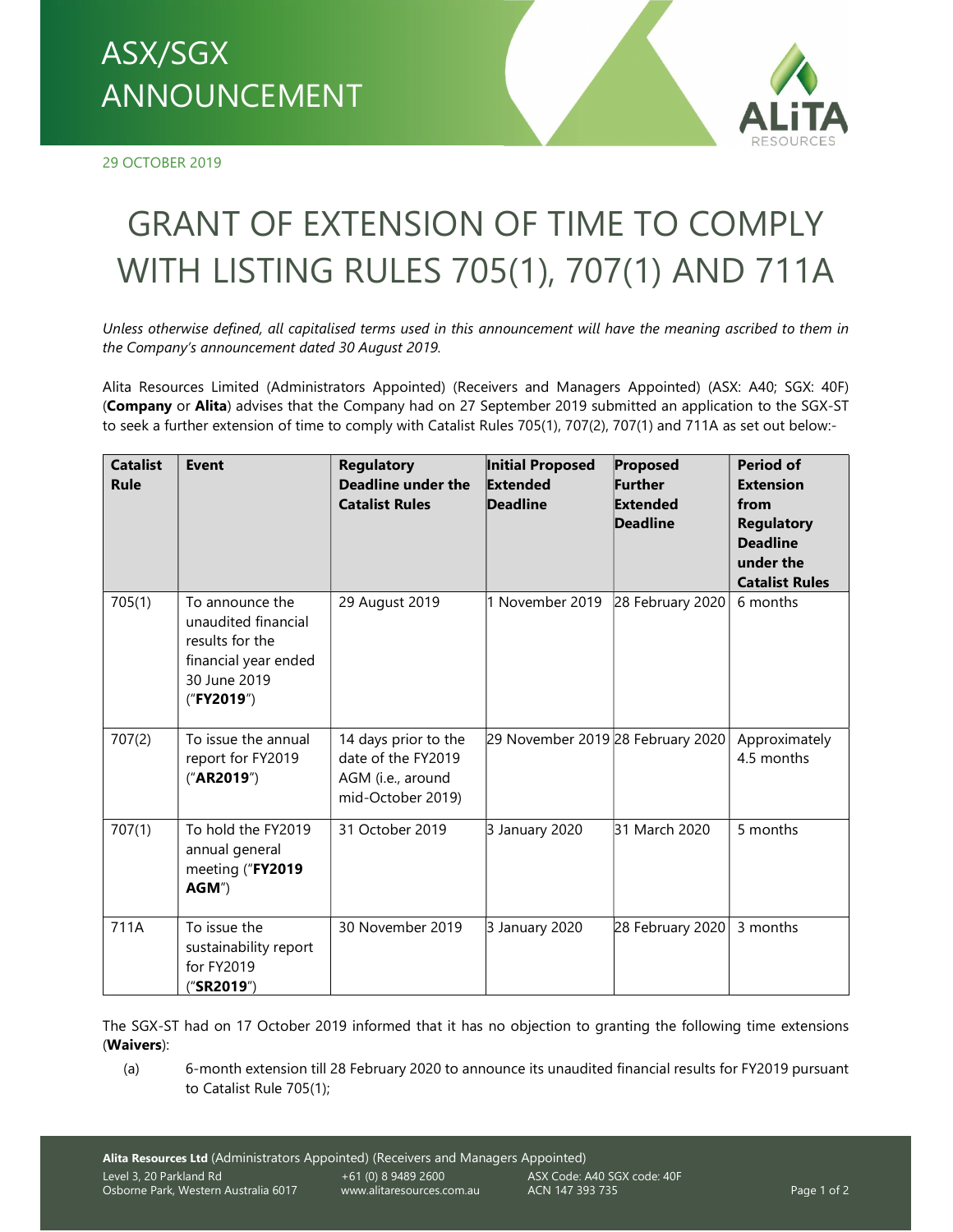ASX/SGX ANNOUNCEMENT

29 OCTOBER 2019

# GRANT OF EXTENSION OF TIME TO COMPLY WITH LISTING RULES 705(1), 707(1) AND 711A

*Unless otherwise defined, all capitalised terms used in this announcement will have the meaning ascribed to them in the Company's announcement dated 30 August 2019.*

Alita Resources Limited (Administrators Appointed) (Receivers and Managers Appointed) (ASX: A40; SGX: 40F) (**Company** or **Alita**) advises that the Company had on 27 September 2019 submitted an application to the SGX-ST to seek a further extension of time to comply with Catalist Rules 705(1), 707(2), 707(1) and 711A as set out below:-

| Catalist Rule | Event | Regulatory Deadline under the Catalist Rules | Initial Proposed Extended Deadline | Proposed Further Extended Deadline | Period of Extension from Regulatory Deadline under the Catalist Rules |
|---|---|---|---|---|---|
| 705(1) | To announce the unaudited financial results for the financial year ended 30 June 2019 ("**FY2019**") | 29 August 2019 | 1 November 2019 | 28 February 2020 | 6 months |
| 707(2) | To issue the annual report for FY2019 ("**AR2019**") | 14 days prior to the date of the FY2019 AGM (i.e., around mid-October 2019) | 29 November 2019 | 28 February 2020 | Approximately 4.5 months |
| 707(1) | To hold the FY2019 annual general meeting ("**FY2019 AGM**") | 31 October 2019 | 3 January 2020 | 31 March 2020 | 5 months |
| 711A | To issue the sustainability report for FY2019 ("**SR2019**") | 30 November 2019 | 3 January 2020 | 28 February 2020 | 3 months |

The SGX-ST had on 17 October 2019 informed that it has no objection to granting the following time extensions (**Waivers**):

(a) 6-month extension till 28 February 2020 to announce its unaudited financial results for FY2019 pursuant to Catalist Rule 705(1);

**Alita Resources Ltd** (Administrators Appointed) (Receivers and Managers Appointed)
Level 3, 20 Parkland Rd, Osborne Park, Western Australia 6017
+61 (0) 8 9489 2600
www.alitaresources.com.au
ASX Code: A40 SGX code: 40F
ACN 147 393 735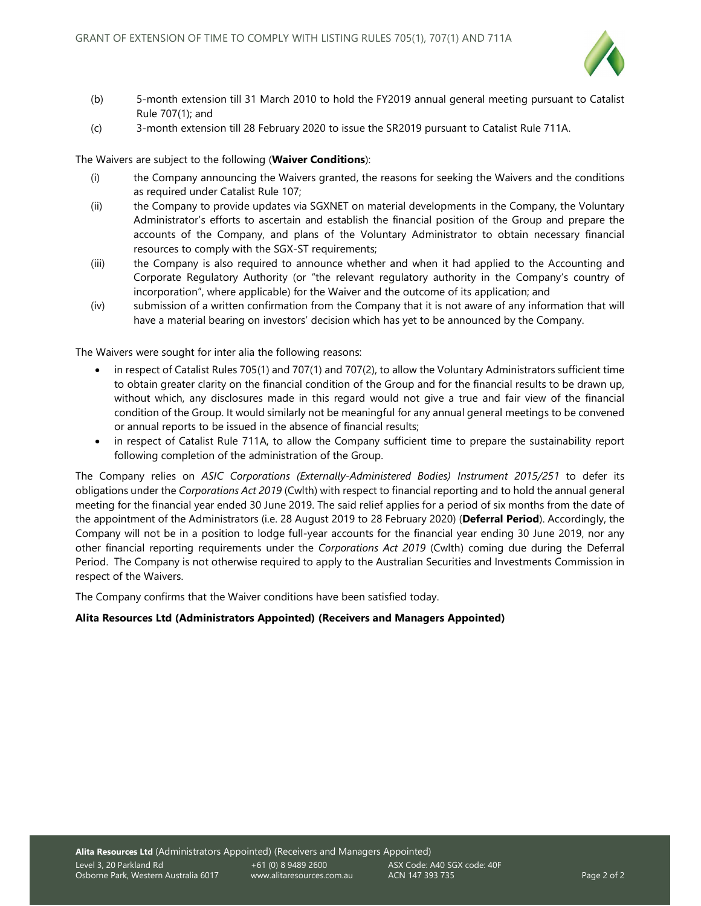(b) 5-month extension till 31 March 2010 to hold the FY2019 annual general meeting pursuant to Catalist Rule 707(1); and

(c) 3-month extension till 28 February 2020 to issue the SR2019 pursuant to Catalist Rule 711A.

The Waivers are subject to the following (**Waiver Conditions**):

(i) the Company announcing the Waivers granted, the reasons for seeking the Waivers and the conditions as required under Catalist Rule 107;

(ii) the Company to provide updates via SGXNET on material developments in the Company, the Voluntary Administrator's efforts to ascertain and establish the financial position of the Group and prepare the accounts of the Company, and plans of the Voluntary Administrator to obtain necessary financial resources to comply with the SGX-ST requirements;

(iii) the Company is also required to announce whether and when it had applied to the Accounting and Corporate Regulatory Authority (or "the relevant regulatory authority in the Company's country of incorporation", where applicable) for the Waiver and the outcome of its application; and

(iv) submission of a written confirmation from the Company that it is not aware of any information that will have a material bearing on investors' decision which has yet to be announced by the Company.

The Waivers were sought for inter alia the following reasons:

- in respect of Catalist Rules 705(1) and 707(1) and 707(2), to allow the Voluntary Administrators sufficient time to obtain greater clarity on the financial condition of the Group and for the financial results to be drawn up, without which, any disclosures made in this regard would not give a true and fair view of the financial condition of the Group. It would similarly not be meaningful for any annual general meetings to be convened or annual reports to be issued in the absence of financial results;
- in respect of Catalist Rule 711A, to allow the Company sufficient time to prepare the sustainability report following completion of the administration of the Group.

The Company relies on *ASIC Corporations (Externally-Administered Bodies) Instrument 2015/251* to defer its obligations under the *Corporations Act 2019* (Cwlth) with respect to financial reporting and to hold the annual general meeting for the financial year ended 30 June 2019. The said relief applies for a period of six months from the date of the appointment of the Administrators (i.e. 28 August 2019 to 28 February 2020) (**Deferral Period**). Accordingly, the Company will not be in a position to lodge full-year accounts for the financial year ending 30 June 2019, nor any other financial reporting requirements under the *Corporations Act 2019* (Cwlth) coming due during the Deferral Period. The Company is not otherwise required to apply to the Australian Securities and Investments Commission in respect of the Waivers.

The Company confirms that the Waiver conditions have been satisfied today.

**Alita Resources Ltd (Administrators Appointed) (Receivers and Managers Appointed)**

**Alita Resources Ltd** (Administrators Appointed) (Receivers and Managers Appointed)
Level 3, 20 Parkland Rd, Osborne Park, Western Australia 6017 | +61 (0) 8 9489 2600 | www.alitaresources.com.au | ASX Code: A40 SGX code: 40F | ACN 147 393 735